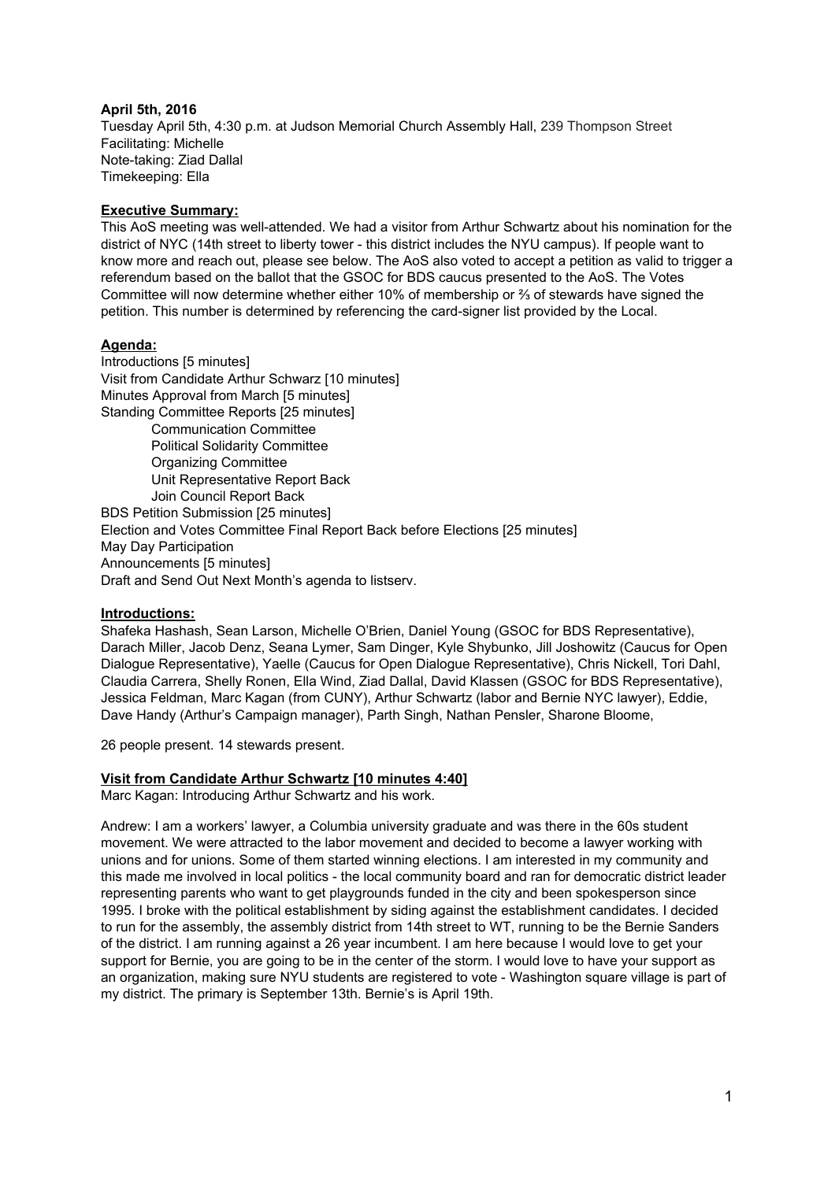**April 5th, 2016**

Tuesday April 5th, 4:30 p.m. at Judson Memorial Church Assembly Hall, 239 Thompson Street
Facilitating: Michelle
Note-taking: Ziad Dallal
Timekeeping: Ella

**Executive Summary:**

This AoS meeting was well-attended. We had a visitor from Arthur Schwartz about his nomination for the district of NYC (14th street to liberty tower - this district includes the NYU campus). If people want to know more and reach out, please see below. The AoS also voted to accept a petition as valid to trigger a referendum based on the ballot that the GSOC for BDS caucus presented to the AoS. The Votes Committee will now determine whether either 10% of membership or ⅔ of stewards have signed the petition. This number is determined by referencing the card-signer list provided by the Local.

**Agenda:**

Introductions [5 minutes]
Visit from Candidate Arthur Schwarz [10 minutes]
Minutes Approval from March [5 minutes]
Standing Committee Reports [25 minutes]
- Communication Committee
- Political Solidarity Committee
- Organizing Committee
- Unit Representative Report Back
- Join Council Report Back

BDS Petition Submission [25 minutes]
Election and Votes Committee Final Report Back before Elections [25 minutes]
May Day Participation
Announcements [5 minutes]
Draft and Send Out Next Month's agenda to listserv.

**Introductions:**

Shafeka Hashash, Sean Larson, Michelle O'Brien, Daniel Young (GSOC for BDS Representative), Darach Miller, Jacob Denz, Seana Lymer, Sam Dinger, Kyle Shybunko, Jill Joshowitz (Caucus for Open Dialogue Representative), Yaelle (Caucus for Open Dialogue Representative), Chris Nickell, Tori Dahl, Claudia Carrera, Shelly Ronen, Ella Wind, Ziad Dallal, David Klassen (GSOC for BDS Representative), Jessica Feldman, Marc Kagan (from CUNY), Arthur Schwartz (labor and Bernie NYC lawyer), Eddie, Dave Handy (Arthur's Campaign manager), Parth Singh, Nathan Pensler, Sharone Bloome,

26 people present. 14 stewards present.

**Visit from Candidate Arthur Schwartz [10 minutes 4:40]**

Marc Kagan: Introducing Arthur Schwartz and his work.

Andrew: I am a workers' lawyer, a Columbia university graduate and was there in the 60s student movement. We were attracted to the labor movement and decided to become a lawyer working with unions and for unions. Some of them started winning elections. I am interested in my community and this made me involved in local politics - the local community board and ran for democratic district leader representing parents who want to get playgrounds funded in the city and been spokesperson since 1995. I broke with the political establishment by siding against the establishment candidates. I decided to run for the assembly, the assembly district from 14th street to WT, running to be the Bernie Sanders of the district. I am running against a 26 year incumbent. I am here because I would love to get your support for Bernie, you are going to be in the center of the storm. I would love to have your support as an organization, making sure NYU students are registered to vote - Washington square village is part of my district. The primary is September 13th. Bernie's is April 19th.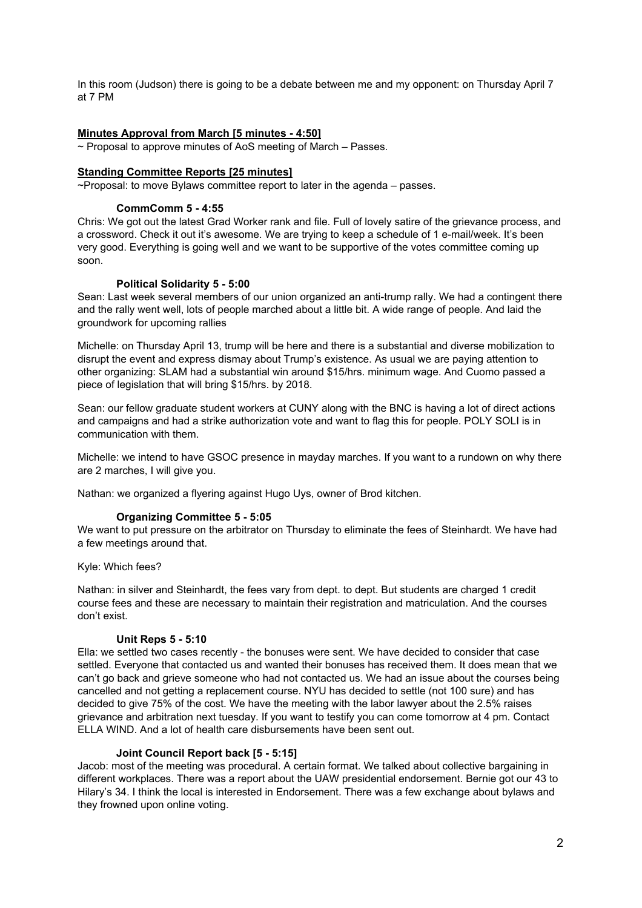In this room (Judson) there is going to be a debate between me and my opponent: on Thursday April 7 at 7 PM

## Minutes Approval from March [5 minutes - 4:50]

~ Proposal to approve minutes of AoS meeting of March – Passes.

## Standing Committee Reports [25 minutes]

~Proposal: to move Bylaws committee report to later in the agenda – passes.

### CommComm 5 - 4:55

Chris: We got out the latest Grad Worker rank and file. Full of lovely satire of the grievance process, and a crossword. Check it out it's awesome. We are trying to keep a schedule of 1 e-mail/week. It's been very good. Everything is going well and we want to be supportive of the votes committee coming up soon.

### Political Solidarity 5 - 5:00

Sean: Last week several members of our union organized an anti-trump rally. We had a contingent there and the rally went well, lots of people marched about a little bit. A wide range of people. And laid the groundwork for upcoming rallies

Michelle: on Thursday April 13, trump will be here and there is a substantial and diverse mobilization to disrupt the event and express dismay about Trump's existence. As usual we are paying attention to other organizing: SLAM had a substantial win around $15/hrs. minimum wage. And Cuomo passed a piece of legislation that will bring $15/hrs. by 2018.

Sean: our fellow graduate student workers at CUNY along with the BNC is having a lot of direct actions and campaigns and had a strike authorization vote and want to flag this for people. POLY SOLI is in communication with them.

Michelle: we intend to have GSOC presence in mayday marches. If you want to a rundown on why there are 2 marches, I will give you.

Nathan: we organized a flyering against Hugo Uys, owner of Brod kitchen.

### Organizing Committee 5 - 5:05

We want to put pressure on the arbitrator on Thursday to eliminate the fees of Steinhardt. We have had a few meetings around that.

Kyle: Which fees?

Nathan: in silver and Steinhardt, the fees vary from dept. to dept. But students are charged 1 credit course fees and these are necessary to maintain their registration and matriculation. And the courses don't exist.

### Unit Reps 5 - 5:10

Ella: we settled two cases recently - the bonuses were sent. We have decided to consider that case settled. Everyone that contacted us and wanted their bonuses has received them. It does mean that we can't go back and grieve someone who had not contacted us. We had an issue about the courses being cancelled and not getting a replacement course. NYU has decided to settle (not 100 sure) and has decided to give 75% of the cost. We have the meeting with the labor lawyer about the 2.5% raises grievance and arbitration next tuesday. If you want to testify you can come tomorrow at 4 pm. Contact ELLA WIND. And a lot of health care disbursements have been sent out.

### Joint Council Report back [5 - 5:15]

Jacob: most of the meeting was procedural. A certain format. We talked about collective bargaining in different workplaces. There was a report about the UAW presidential endorsement. Bernie got our 43 to Hilary's 34. I think the local is interested in Endorsement. There was a few exchange about bylaws and they frowned upon online voting.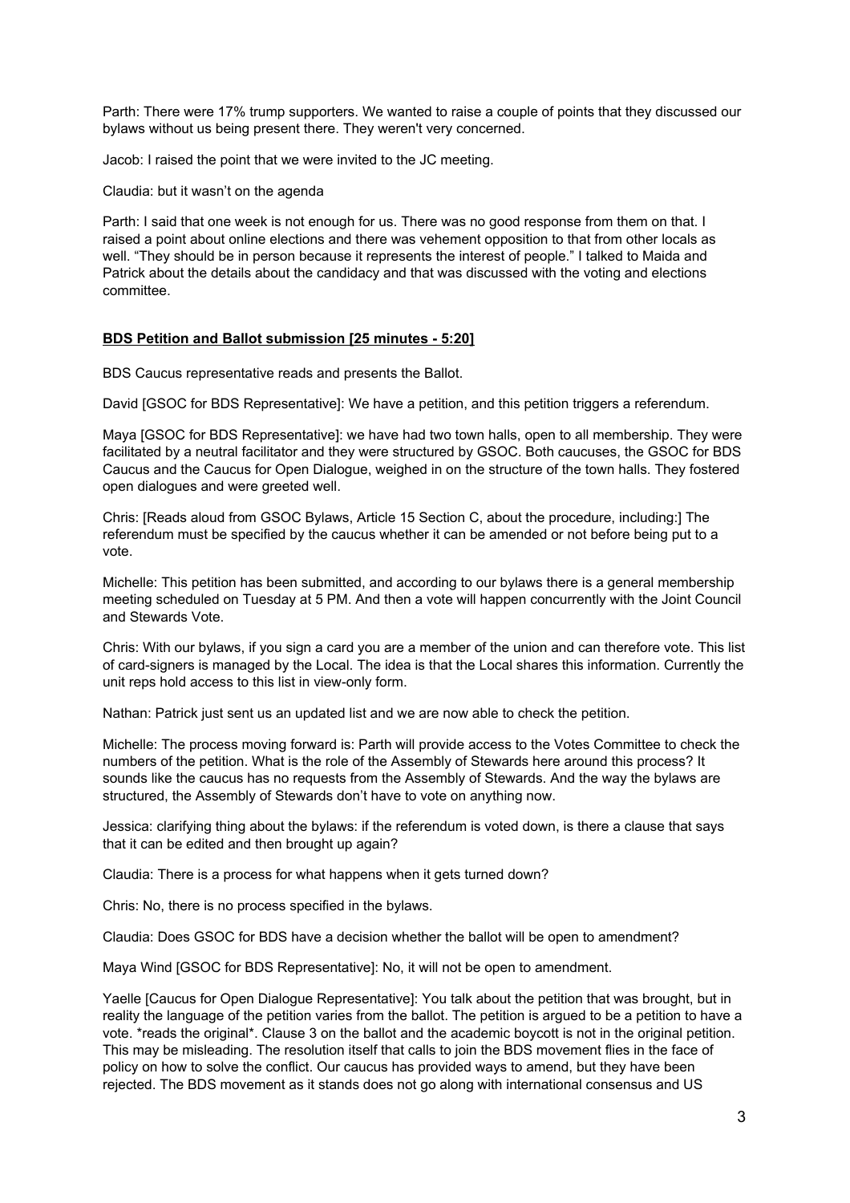Parth: There were 17% trump supporters. We wanted to raise a couple of points that they discussed our bylaws without us being present there. They weren't very concerned.

Jacob: I raised the point that we were invited to the JC meeting.

Claudia: but it wasn't on the agenda

Parth: I said that one week is not enough for us. There was no good response from them on that. I raised a point about online elections and there was vehement opposition to that from other locals as well. "They should be in person because it represents the interest of people." I talked to Maida and Patrick about the details about the candidacy and that was discussed with the voting and elections committee.

**BDS Petition and Ballot submission [25 minutes - 5:20]**

BDS Caucus representative reads and presents the Ballot.

David [GSOC for BDS Representative]: We have a petition, and this petition triggers a referendum.

Maya [GSOC for BDS Representative]: we have had two town halls, open to all membership. They were facilitated by a neutral facilitator and they were structured by GSOC. Both caucuses, the GSOC for BDS Caucus and the Caucus for Open Dialogue, weighed in on the structure of the town halls. They fostered open dialogues and were greeted well.

Chris: [Reads aloud from GSOC Bylaws, Article 15 Section C, about the procedure, including:] The referendum must be specified by the caucus whether it can be amended or not before being put to a vote.

Michelle: This petition has been submitted, and according to our bylaws there is a general membership meeting scheduled on Tuesday at 5 PM. And then a vote will happen concurrently with the Joint Council and Stewards Vote.

Chris: With our bylaws, if you sign a card you are a member of the union and can therefore vote. This list of card-signers is managed by the Local. The idea is that the Local shares this information. Currently the unit reps hold access to this list in view-only form.

Nathan: Patrick just sent us an updated list and we are now able to check the petition.

Michelle: The process moving forward is: Parth will provide access to the Votes Committee to check the numbers of the petition. What is the role of the Assembly of Stewards here around this process? It sounds like the caucus has no requests from the Assembly of Stewards. And the way the bylaws are structured, the Assembly of Stewards don't have to vote on anything now.

Jessica: clarifying thing about the bylaws: if the referendum is voted down, is there a clause that says that it can be edited and then brought up again?

Claudia: There is a process for what happens when it gets turned down?

Chris: No, there is no process specified in the bylaws.

Claudia: Does GSOC for BDS have a decision whether the ballot will be open to amendment?

Maya Wind [GSOC for BDS Representative]: No, it will not be open to amendment.

Yaelle [Caucus for Open Dialogue Representative]: You talk about the petition that was brought, but in reality the language of the petition varies from the ballot. The petition is argued to be a petition to have a vote. *reads the original*. Clause 3 on the ballot and the academic boycott is not in the original petition. This may be misleading. The resolution itself that calls to join the BDS movement flies in the face of policy on how to solve the conflict. Our caucus has provided ways to amend, but they have been rejected. The BDS movement as it stands does not go along with international consensus and US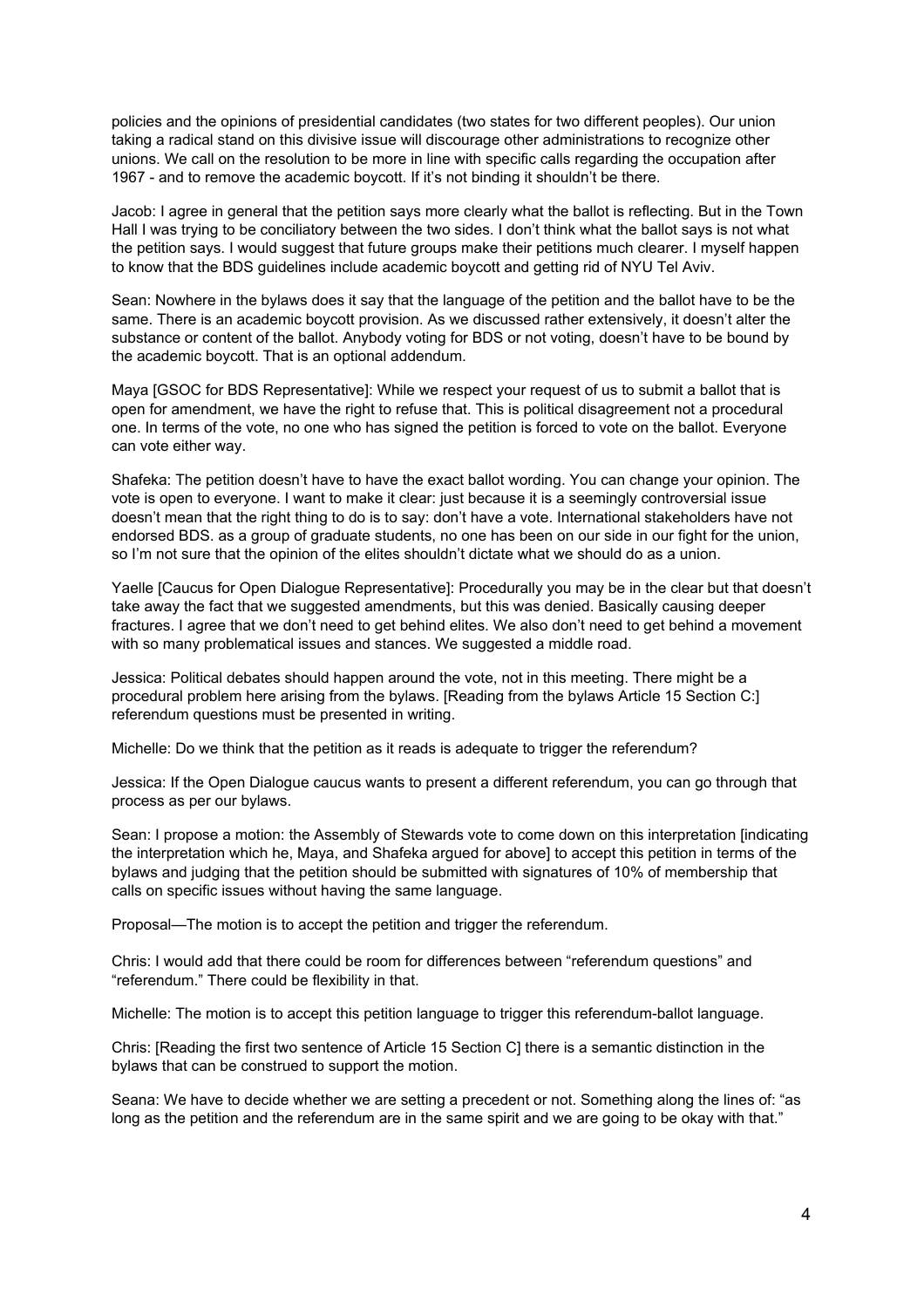policies and the opinions of presidential candidates (two states for two different peoples). Our union taking a radical stand on this divisive issue will discourage other administrations to recognize other unions. We call on the resolution to be more in line with specific calls regarding the occupation after 1967 - and to remove the academic boycott. If it's not binding it shouldn't be there.

Jacob: I agree in general that the petition says more clearly what the ballot is reflecting. But in the Town Hall I was trying to be conciliatory between the two sides. I don't think what the ballot says is not what the petition says. I would suggest that future groups make their petitions much clearer. I myself happen to know that the BDS guidelines include academic boycott and getting rid of NYU Tel Aviv.

Sean: Nowhere in the bylaws does it say that the language of the petition and the ballot have to be the same. There is an academic boycott provision. As we discussed rather extensively, it doesn't alter the substance or content of the ballot. Anybody voting for BDS or not voting, doesn't have to be bound by the academic boycott. That is an optional addendum.

Maya [GSOC for BDS Representative]: While we respect your request of us to submit a ballot that is open for amendment, we have the right to refuse that. This is political disagreement not a procedural one. In terms of the vote, no one who has signed the petition is forced to vote on the ballot. Everyone can vote either way.

Shafeka: The petition doesn't have to have the exact ballot wording. You can change your opinion. The vote is open to everyone. I want to make it clear: just because it is a seemingly controversial issue doesn't mean that the right thing to do is to say: don't have a vote. International stakeholders have not endorsed BDS. as a group of graduate students, no one has been on our side in our fight for the union, so I'm not sure that the opinion of the elites shouldn't dictate what we should do as a union.

Yaelle [Caucus for Open Dialogue Representative]: Procedurally you may be in the clear but that doesn't take away the fact that we suggested amendments, but this was denied. Basically causing deeper fractures. I agree that we don't need to get behind elites. We also don't need to get behind a movement with so many problematical issues and stances. We suggested a middle road.

Jessica: Political debates should happen around the vote, not in this meeting. There might be a procedural problem here arising from the bylaws. [Reading from the bylaws Article 15 Section C:] referendum questions must be presented in writing.

Michelle: Do we think that the petition as it reads is adequate to trigger the referendum?

Jessica: If the Open Dialogue caucus wants to present a different referendum, you can go through that process as per our bylaws.

Sean: I propose a motion: the Assembly of Stewards vote to come down on this interpretation [indicating the interpretation which he, Maya, and Shafeka argued for above] to accept this petition in terms of the bylaws and judging that the petition should be submitted with signatures of 10% of membership that calls on specific issues without having the same language.

Proposal—The motion is to accept the petition and trigger the referendum.

Chris: I would add that there could be room for differences between "referendum questions" and "referendum." There could be flexibility in that.

Michelle: The motion is to accept this petition language to trigger this referendum-ballot language.

Chris: [Reading the first two sentence of Article 15 Section C] there is a semantic distinction in the bylaws that can be construed to support the motion.

Seana: We have to decide whether we are setting a precedent or not. Something along the lines of: "as long as the petition and the referendum are in the same spirit and we are going to be okay with that."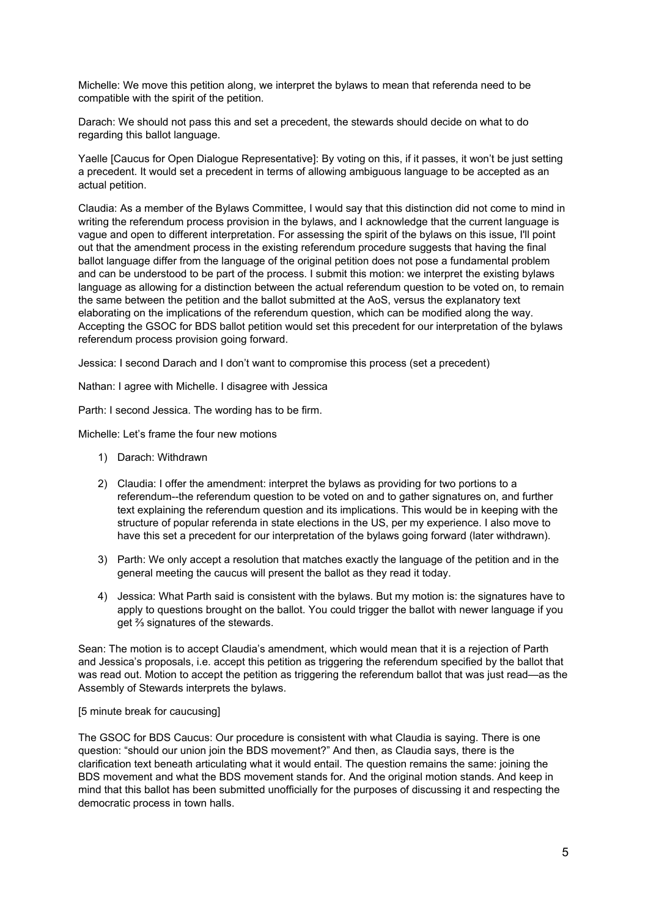Michelle: We move this petition along, we interpret the bylaws to mean that referenda need to be compatible with the spirit of the petition.

Darach: We should not pass this and set a precedent, the stewards should decide on what to do regarding this ballot language.

Yaelle [Caucus for Open Dialogue Representative]: By voting on this, if it passes, it won't be just setting a precedent. It would set a precedent in terms of allowing ambiguous language to be accepted as an actual petition.

Claudia: As a member of the Bylaws Committee, I would say that this distinction did not come to mind in writing the referendum process provision in the bylaws, and I acknowledge that the current language is vague and open to different interpretation. For assessing the spirit of the bylaws on this issue, I'll point out that the amendment process in the existing referendum procedure suggests that having the final ballot language differ from the language of the original petition does not pose a fundamental problem and can be understood to be part of the process. I submit this motion: we interpret the existing bylaws language as allowing for a distinction between the actual referendum question to be voted on, to remain the same between the petition and the ballot submitted at the AoS, versus the explanatory text elaborating on the implications of the referendum question, which can be modified along the way. Accepting the GSOC for BDS ballot petition would set this precedent for our interpretation of the bylaws referendum process provision going forward.

Jessica: I second Darach and I don't want to compromise this process (set a precedent)

Nathan: I agree with Michelle. I disagree with Jessica

Parth: I second Jessica. The wording has to be firm.

Michelle: Let's frame the four new motions

1) Darach: Withdrawn
2) Claudia: I offer the amendment: interpret the bylaws as providing for two portions to a referendum--the referendum question to be voted on and to gather signatures on, and further text explaining the referendum question and its implications. This would be in keeping with the structure of popular referenda in state elections in the US, per my experience. I also move to have this set a precedent for our interpretation of the bylaws going forward (later withdrawn).
3) Parth: We only accept a resolution that matches exactly the language of the petition and in the general meeting the caucus will present the ballot as they read it today.
4) Jessica: What Parth said is consistent with the bylaws. But my motion is: the signatures have to apply to questions brought on the ballot. You could trigger the ballot with newer language if you get ⅔ signatures of the stewards.

Sean: The motion is to accept Claudia's amendment, which would mean that it is a rejection of Parth and Jessica's proposals, i.e. accept this petition as triggering the referendum specified by the ballot that was read out. Motion to accept the petition as triggering the referendum ballot that was just read—as the Assembly of Stewards interprets the bylaws.

[5 minute break for caucusing]

The GSOC for BDS Caucus: Our procedure is consistent with what Claudia is saying. There is one question: "should our union join the BDS movement?" And then, as Claudia says, there is the clarification text beneath articulating what it would entail. The question remains the same: joining the BDS movement and what the BDS movement stands for. And the original motion stands. And keep in mind that this ballot has been submitted unofficially for the purposes of discussing it and respecting the democratic process in town halls.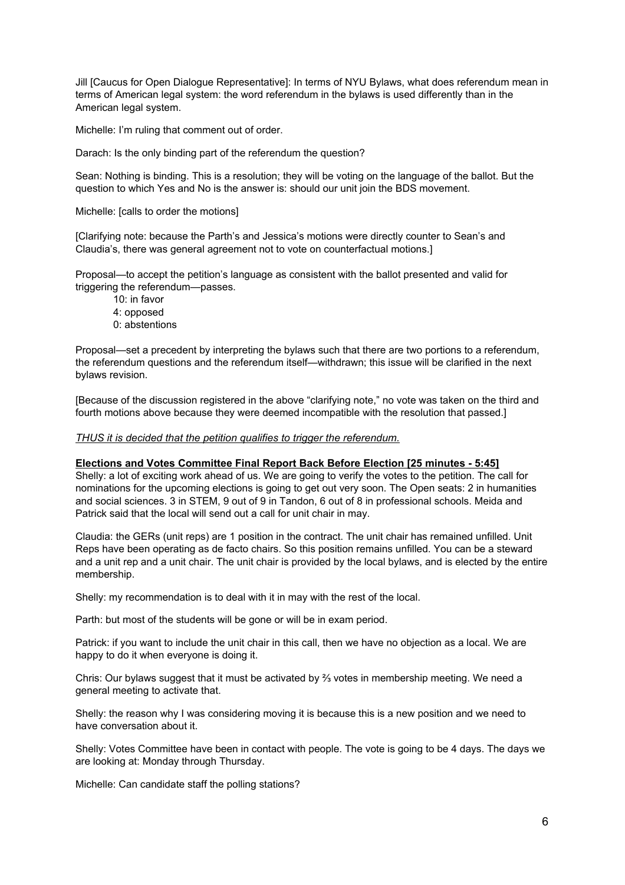Jill [Caucus for Open Dialogue Representative]: In terms of NYU Bylaws, what does referendum mean in terms of American legal system: the word referendum in the bylaws is used differently than in the American legal system.

Michelle: I'm ruling that comment out of order.

Darach: Is the only binding part of the referendum the question?

Sean: Nothing is binding. This is a resolution; they will be voting on the language of the ballot. But the question to which Yes and No is the answer is: should our unit join the BDS movement.

Michelle: [calls to order the motions]

[Clarifying note: because the Parth's and Jessica's motions were directly counter to Sean's and Claudia's, there was general agreement not to vote on counterfactual motions.]

Proposal—to accept the petition's language as consistent with the ballot presented and valid for triggering the referendum—passes.

- 10: in favor
- 4: opposed
- 0: abstentions

Proposal—set a precedent by interpreting the bylaws such that there are two portions to a referendum, the referendum questions and the referendum itself—withdrawn; this issue will be clarified in the next bylaws revision.

[Because of the discussion registered in the above "clarifying note," no vote was taken on the third and fourth motions above because they were deemed incompatible with the resolution that passed.]

*THUS it is decided that the petition qualifies to trigger the referendum.*

**Elections and Votes Committee Final Report Back Before Election [25 minutes - 5:45]**

Shelly: a lot of exciting work ahead of us. We are going to verify the votes to the petition. The call for nominations for the upcoming elections is going to get out very soon. The Open seats: 2 in humanities and social sciences. 3 in STEM, 9 out of 9 in Tandon, 6 out of 8 in professional schools. Meida and Patrick said that the local will send out a call for unit chair in may.

Claudia: the GERs (unit reps) are 1 position in the contract. The unit chair has remained unfilled. Unit Reps have been operating as de facto chairs. So this position remains unfilled. You can be a steward and a unit rep and a unit chair. The unit chair is provided by the local bylaws, and is elected by the entire membership.

Shelly: my recommendation is to deal with it in may with the rest of the local.

Parth: but most of the students will be gone or will be in exam period.

Patrick: if you want to include the unit chair in this call, then we have no objection as a local. We are happy to do it when everyone is doing it.

Chris: Our bylaws suggest that it must be activated by ⅔ votes in membership meeting. We need a general meeting to activate that.

Shelly: the reason why I was considering moving it is because this is a new position and we need to have conversation about it.

Shelly: Votes Committee have been in contact with people. The vote is going to be 4 days. The days we are looking at: Monday through Thursday.

Michelle: Can candidate staff the polling stations?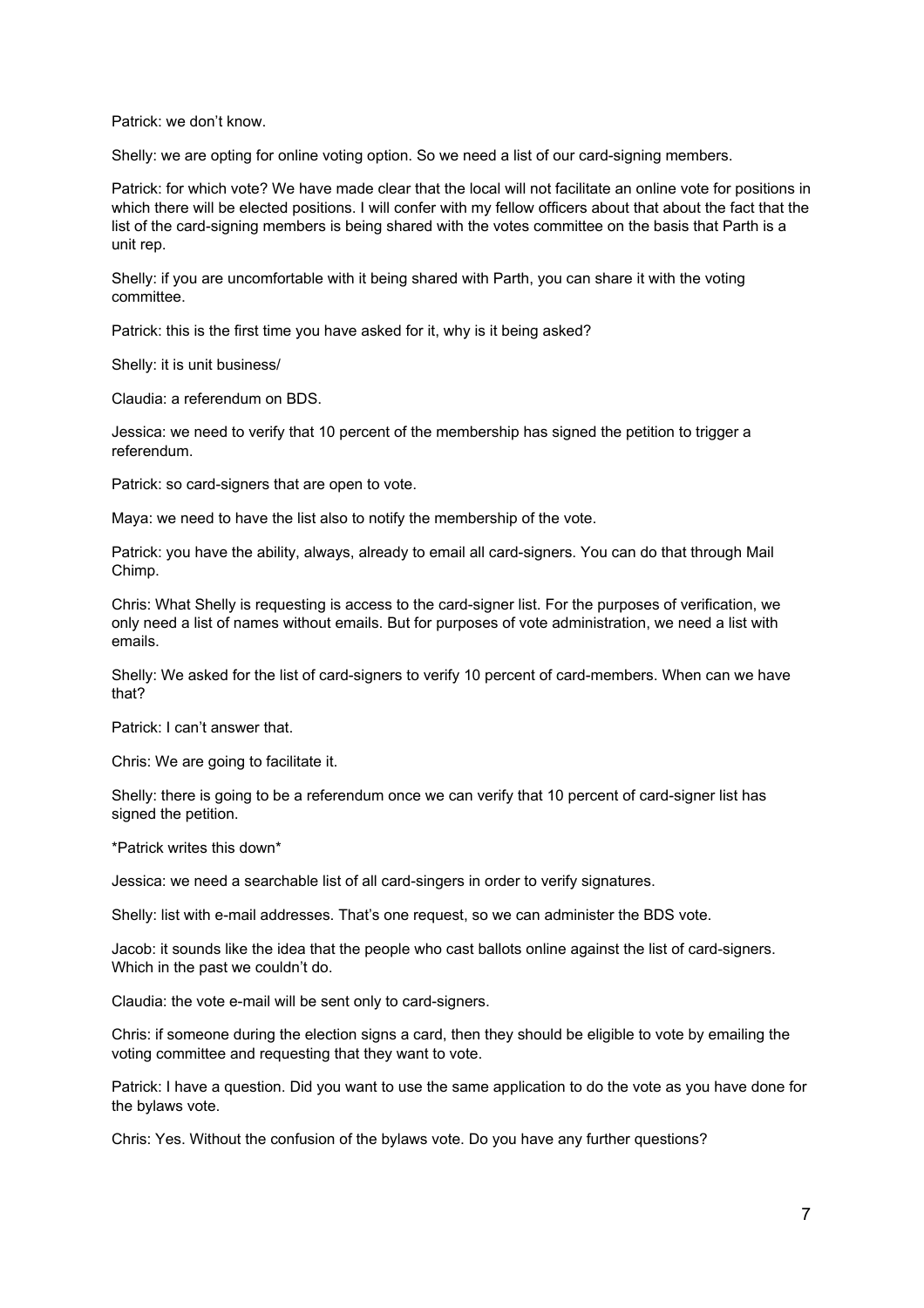Patrick: we don't know.

Shelly: we are opting for online voting option. So we need a list of our card-signing members.

Patrick: for which vote? We have made clear that the local will not facilitate an online vote for positions in which there will be elected positions. I will confer with my fellow officers about that about the fact that the list of the card-signing members is being shared with the votes committee on the basis that Parth is a unit rep.

Shelly: if you are uncomfortable with it being shared with Parth, you can share it with the voting committee.

Patrick: this is the first time you have asked for it, why is it being asked?

Shelly: it is unit business/

Claudia: a referendum on BDS.

Jessica: we need to verify that 10 percent of the membership has signed the petition to trigger a referendum.

Patrick: so card-signers that are open to vote.

Maya: we need to have the list also to notify the membership of the vote.

Patrick: you have the ability, always, already to email all card-signers. You can do that through Mail Chimp.

Chris: What Shelly is requesting is access to the card-signer list. For the purposes of verification, we only need a list of names without emails. But for purposes of vote administration, we need a list with emails.

Shelly: We asked for the list of card-signers to verify 10 percent of card-members. When can we have that?

Patrick: I can't answer that.

Chris: We are going to facilitate it.

Shelly: there is going to be a referendum once we can verify that 10 percent of card-signer list has signed the petition.

*Patrick writes this down*

Jessica: we need a searchable list of all card-singers in order to verify signatures.

Shelly: list with e-mail addresses. That's one request, so we can administer the BDS vote.

Jacob: it sounds like the idea that the people who cast ballots online against the list of card-signers. Which in the past we couldn't do.

Claudia: the vote e-mail will be sent only to card-signers.

Chris: if someone during the election signs a card, then they should be eligible to vote by emailing the voting committee and requesting that they want to vote.

Patrick: I have a question. Did you want to use the same application to do the vote as you have done for the bylaws vote.

Chris: Yes. Without the confusion of the bylaws vote. Do you have any further questions?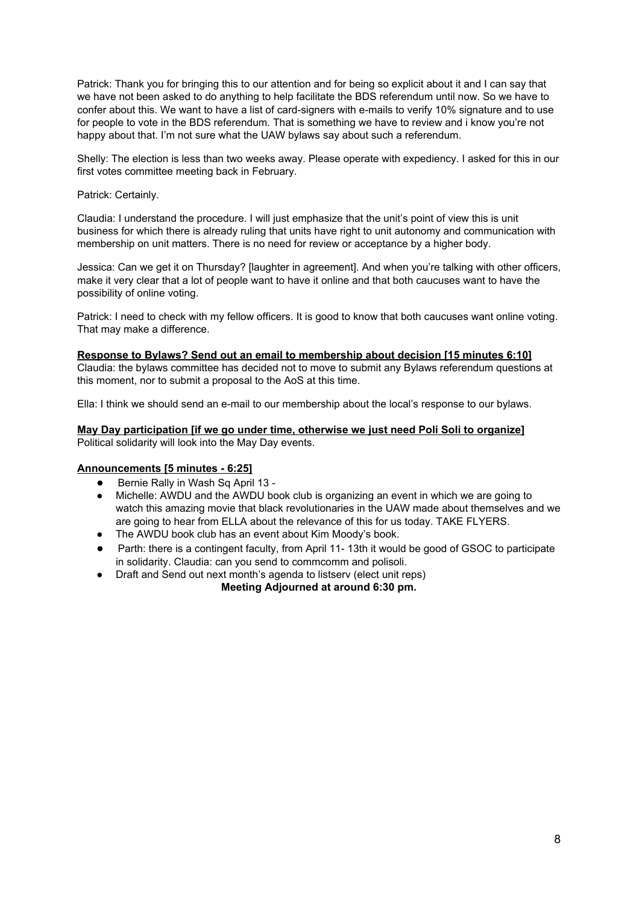Patrick: Thank you for bringing this to our attention and for being so explicit about it and I can say that we have not been asked to do anything to help facilitate the BDS referendum until now. So we have to confer about this. We want to have a list of card-signers with e-mails to verify 10% signature and to use for people to vote in the BDS referendum. That is something we have to review and i know you're not happy about that. I'm not sure what the UAW bylaws say about such a referendum.

Shelly: The election is less than two weeks away. Please operate with expediency. I asked for this in our first votes committee meeting back in February.

Patrick: Certainly.

Claudia: I understand the procedure. I will just emphasize that the unit's point of view this is unit business for which there is already ruling that units have right to unit autonomy and communication with membership on unit matters. There is no need for review or acceptance by a higher body.

Jessica: Can we get it on Thursday? [laughter in agreement]. And when you're talking with other officers, make it very clear that a lot of people want to have it online and that both caucuses want to have the possibility of online voting.

Patrick: I need to check with my fellow officers. It is good to know that both caucuses want online voting. That may make a difference.

**Response to Bylaws? Send out an email to membership about decision [15 minutes 6:10]**

Claudia: the bylaws committee has decided not to move to submit any Bylaws referendum questions at this moment, nor to submit a proposal to the AoS at this time.

Ella: I think we should send an e-mail to our membership about the local's response to our bylaws.

**May Day participation [if we go under time, otherwise we just need Poli Soli to organize]**

Political solidarity will look into the May Day events.

**Announcements [5 minutes - 6:25]**

- Bernie Rally in Wash Sq April 13 -
- Michelle: AWDU and the AWDU book club is organizing an event in which we are going to watch this amazing movie that black revolutionaries in the UAW made about themselves and we are going to hear from ELLA about the relevance of this for us today. TAKE FLYERS.
- The AWDU book club has an event about Kim Moody's book.
- Parth: there is a contingent faculty, from April 11- 13th it would be good of GSOC to participate in solidarity. Claudia: can you send to commcomm and polisoli.
- Draft and Send out next month's agenda to listserv (elect unit reps)

**Meeting Adjourned at around 6:30 pm.**